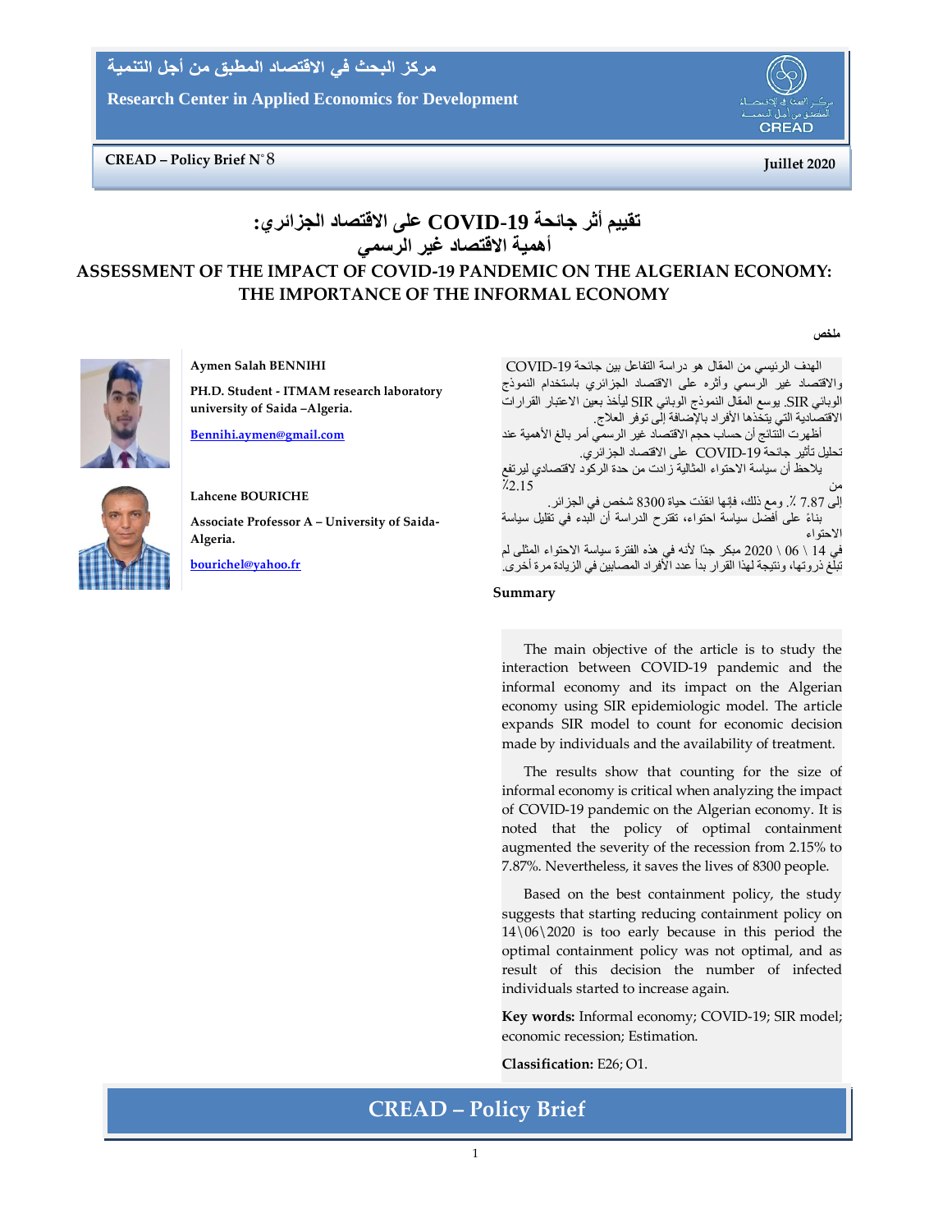مركز البحث في الاقتصاد المطبق من أجل التنمية

Research Center in Applied Economics for Development

CREAD – Policy Brief N° 8

Juillet 2020

# تقييم أثر جائحة COVID-19 على الاقتصاد الجزائري: أهمية الاقتصاد غير الرسمي

# ASSESSMENT OF THE IMPACT OF COVID-19 PANDEMIC ON THE ALGERIAN ECONOMY: THE IMPORTANCE OF THE INFORMAL ECONOMY

**Aymen Salah BENNIHI**

**PH.D. Student - ITMAM research laboratory university of Saida –Algeria.**

Bennihi.aymen@gmail.com

**Lahcene BOURICHE**

**Associate Professor A – University of Saida-Algeria.**

bourichel@yahoo.fr

**ملخص**

الهدف الرئيسي من المقال هو دراسة التفاعل بين جائحة COVID-19 والاقتصاد غير الرسمي وأثره على الاقتصاد الجزائري باستخدام النموذج الوبائي SIR. يوسع المقال النموذج الوبائي SIR ليأخذ بعين الاعتبار القرارات الاقتصادية التي يتخذها الأفراد بالإضافة إلى توفر العلاج.

أظهرت النتائج أن حساب حجم الاقتصاد غير الرسمي أمر بالغ الأهمية عند تحليل تأثير جائحة COVID-19 على الاقتصاد الجزائري.

يلاحظ أن سياسة الاحتواء المثالية زادت من حدة الركود لاقتصادي ليرتفع من 2.15٪ إلى 7.87 ٪. ومع ذلك، فإنها انقذت حياة 8300 شخص في الجزائر.

بناءً على أفضل سياسة احتواء، تقترح الدراسة أن البدء في تقليل سياسة الاحتواء في 14 \ 06 \ 2020 مبكر جدًا لأنه في هذه الفترة سياسة الاحتواء المثلى لم تبلغ ذروتها، ونتيجة لهذا القرار بدأ عدد الأفراد المصابين في الزيادة مرة أخرى.

**Summary**

The main objective of the article is to study the interaction between COVID-19 pandemic and the informal economy and its impact on the Algerian economy using SIR epidemiologic model. The article expands SIR model to count for economic decision made by individuals and the availability of treatment.

The results show that counting for the size of informal economy is critical when analyzing the impact of COVID-19 pandemic on the Algerian economy. It is noted that the policy of optimal containment augmented the severity of the recession from 2.15% to 7.87%. Nevertheless, it saves the lives of 8300 people.

Based on the best containment policy, the study suggests that starting reducing containment policy on 14\06\2020 is too early because in this period the optimal containment policy was not optimal, and as result of this decision the number of infected individuals started to increase again.

**Key words:** Informal economy; COVID-19; SIR model; economic recession; Estimation.

**Classification:** E26; O1.

CREAD – Policy Brief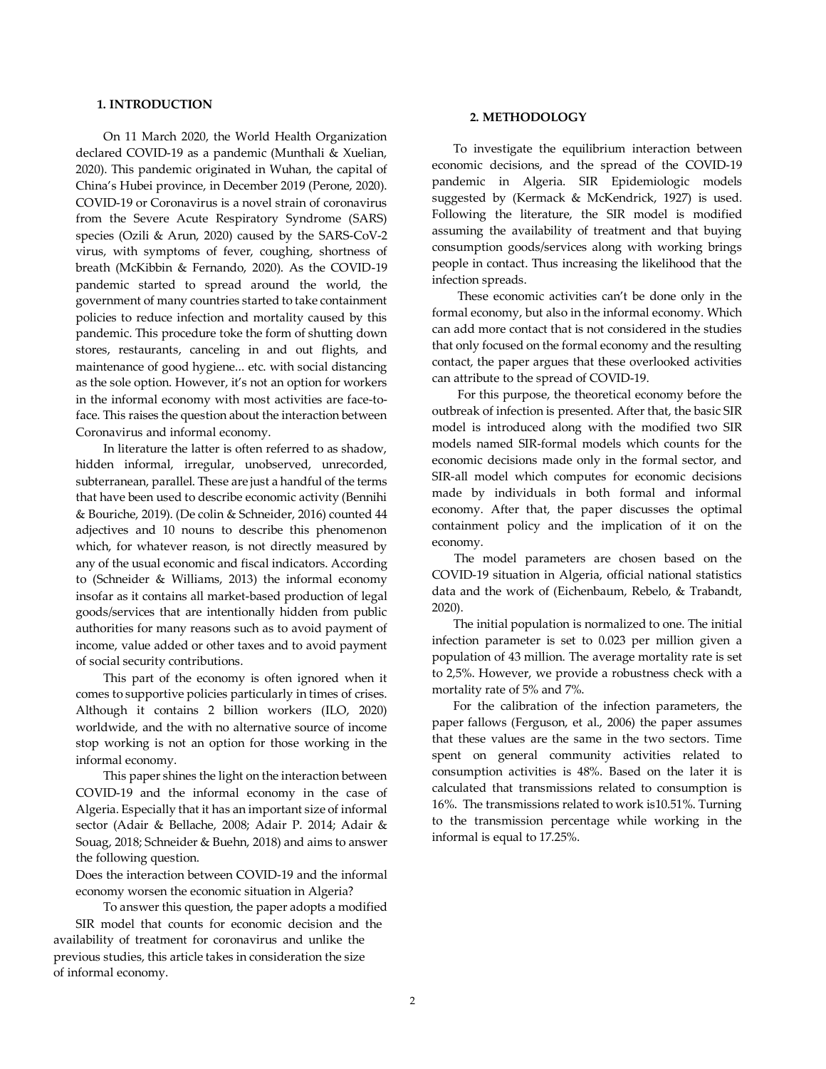## 1. INTRODUCTION

On 11 March 2020, the World Health Organization declared COVID-19 as a pandemic (Munthali & Xuelian, 2020). This pandemic originated in Wuhan, the capital of China's Hubei province, in December 2019 (Perone, 2020). COVID-19 or Coronavirus is a novel strain of coronavirus from the Severe Acute Respiratory Syndrome (SARS) species (Ozili & Arun, 2020) caused by the SARS-CoV-2 virus, with symptoms of fever, coughing, shortness of breath (McKibbin & Fernando, 2020). As the COVID-19 pandemic started to spread around the world, the government of many countries started to take containment policies to reduce infection and mortality caused by this pandemic. This procedure toke the form of shutting down stores, restaurants, canceling in and out flights, and maintenance of good hygiene... etc. with social distancing as the sole option. However, it's not an option for workers in the informal economy with most activities are face-to-face. This raises the question about the interaction between Coronavirus and informal economy.

In literature the latter is often referred to as shadow, hidden informal, irregular, unobserved, unrecorded, subterranean, parallel. These are just a handful of the terms that have been used to describe economic activity (Bennihi & Bouriche, 2019). (De colin & Schneider, 2016) counted 44 adjectives and 10 nouns to describe this phenomenon which, for whatever reason, is not directly measured by any of the usual economic and fiscal indicators. According to (Schneider & Williams, 2013) the informal economy insofar as it contains all market-based production of legal goods/services that are intentionally hidden from public authorities for many reasons such as to avoid payment of income, value added or other taxes and to avoid payment of social security contributions.

This part of the economy is often ignored when it comes to supportive policies particularly in times of crises. Although it contains 2 billion workers (ILO, 2020) worldwide, and the with no alternative source of income stop working is not an option for those working in the informal economy.

This paper shines the light on the interaction between COVID-19 and the informal economy in the case of Algeria. Especially that it has an important size of informal sector (Adair & Bellache, 2008; Adair P. 2014; Adair & Souag, 2018; Schneider & Buehn, 2018) and aims to answer the following question.

Does the interaction between COVID-19 and the informal economy worsen the economic situation in Algeria?

To answer this question, the paper adopts a modified SIR model that counts for economic decision and the availability of treatment for coronavirus and unlike the previous studies, this article takes in consideration the size of informal economy.

## 2. METHODOLOGY

To investigate the equilibrium interaction between economic decisions, and the spread of the COVID-19 pandemic in Algeria. SIR Epidemiologic models suggested by (Kermack & McKendrick, 1927) is used. Following the literature, the SIR model is modified assuming the availability of treatment and that buying consumption goods/services along with working brings people in contact. Thus increasing the likelihood that the infection spreads.

These economic activities can't be done only in the formal economy, but also in the informal economy. Which can add more contact that is not considered in the studies that only focused on the formal economy and the resulting contact, the paper argues that these overlooked activities can attribute to the spread of COVID-19.

For this purpose, the theoretical economy before the outbreak of infection is presented. After that, the basic SIR model is introduced along with the modified two SIR models named SIR-formal models which counts for the economic decisions made only in the formal sector, and SIR-all model which computes for economic decisions made by individuals in both formal and informal economy. After that, the paper discusses the optimal containment policy and the implication of it on the economy.

The model parameters are chosen based on the COVID-19 situation in Algeria, official national statistics data and the work of (Eichenbaum, Rebelo, & Trabandt, 2020).

The initial population is normalized to one. The initial infection parameter is set to 0.023 per million given a population of 43 million. The average mortality rate is set to 2,5%. However, we provide a robustness check with a mortality rate of 5% and 7%.

For the calibration of the infection parameters, the paper fallows (Ferguson, et al., 2006) the paper assumes that these values are the same in the two sectors. Time spent on general community activities related to consumption activities is 48%. Based on the later it is calculated that transmissions related to consumption is 16%. The transmissions related to work is10.51%. Turning to the transmission percentage while working in the informal is equal to 17.25%.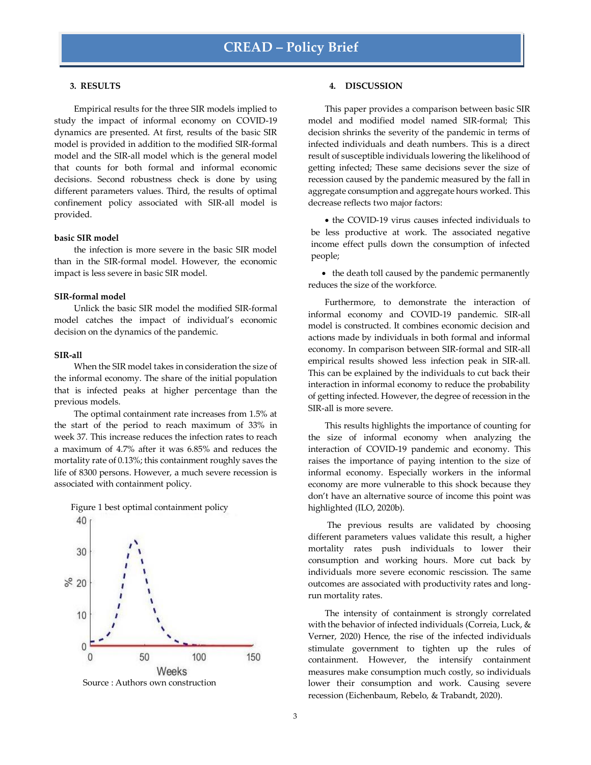## 3. RESULTS

Empirical results for the three SIR models implied to study the impact of informal economy on COVID-19 dynamics are presented. At first, results of the basic SIR model is provided in addition to the modified SIR-formal model and the SIR-all model which is the general model that counts for both formal and informal economic decisions. Second robustness check is done by using different parameters values. Third, the results of optimal confinement policy associated with SIR-all model is provided.

**basic SIR model**

the infection is more severe in the basic SIR model than in the SIR-formal model. However, the economic impact is less severe in basic SIR model.

**SIR-formal model**

Unlick the basic SIR model the modified SIR-formal model catches the impact of individual's economic decision on the dynamics of the pandemic.

**SIR-all**

When the SIR model takes in consideration the size of the informal economy. The share of the initial population that is infected peaks at higher percentage than the previous models.

The optimal containment rate increases from 1.5% at the start of the period to reach maximum of 33% in week 37. This increase reduces the infection rates to reach a maximum of 4.7% after it was 6.85% and reduces the mortality rate of 0.13%; this containment roughly saves the life of 8300 persons. However, a much severe recession is associated with containment policy.

Figure 1 best optimal containment policy

Source : Authors own construction

## 4. DISCUSSION

This paper provides a comparison between basic SIR model and modified model named SIR-formal; This decision shrinks the severity of the pandemic in terms of infected individuals and death numbers. This is a direct result of susceptible individuals lowering the likelihood of getting infected; These same decisions sever the size of recession caused by the pandemic measured by the fall in aggregate consumption and aggregate hours worked. This decrease reflects two major factors:

- the COVID-19 virus causes infected individuals to be less productive at work. The associated negative income effect pulls down the consumption of infected people;
- the death toll caused by the pandemic permanently reduces the size of the workforce.

Furthermore, to demonstrate the interaction of informal economy and COVID-19 pandemic. SIR-all model is constructed. It combines economic decision and actions made by individuals in both formal and informal economy. In comparison between SIR-formal and SIR-all empirical results showed less infection peak in SIR-all. This can be explained by the individuals to cut back their interaction in informal economy to reduce the probability of getting infected. However, the degree of recession in the SIR-all is more severe.

This results highlights the importance of counting for the size of informal economy when analyzing the interaction of COVID-19 pandemic and economy. This raises the importance of paying intention to the size of informal economy. Especially workers in the informal economy are more vulnerable to this shock because they don't have an alternative source of income this point was highlighted (ILO, 2020b).

The previous results are validated by choosing different parameters values validate this result, a higher mortality rates push individuals to lower their consumption and working hours. More cut back by individuals more severe economic rescission. The same outcomes are associated with productivity rates and long-run mortality rates.

The intensity of containment is strongly correlated with the behavior of infected individuals (Correia, Luck, & Verner, 2020) Hence, the rise of the infected individuals stimulate government to tighten up the rules of containment. However, the intensify containment measures make consumption much costly, so individuals lower their consumption and work. Causing severe recession (Eichenbaum, Rebelo, & Trabandt, 2020).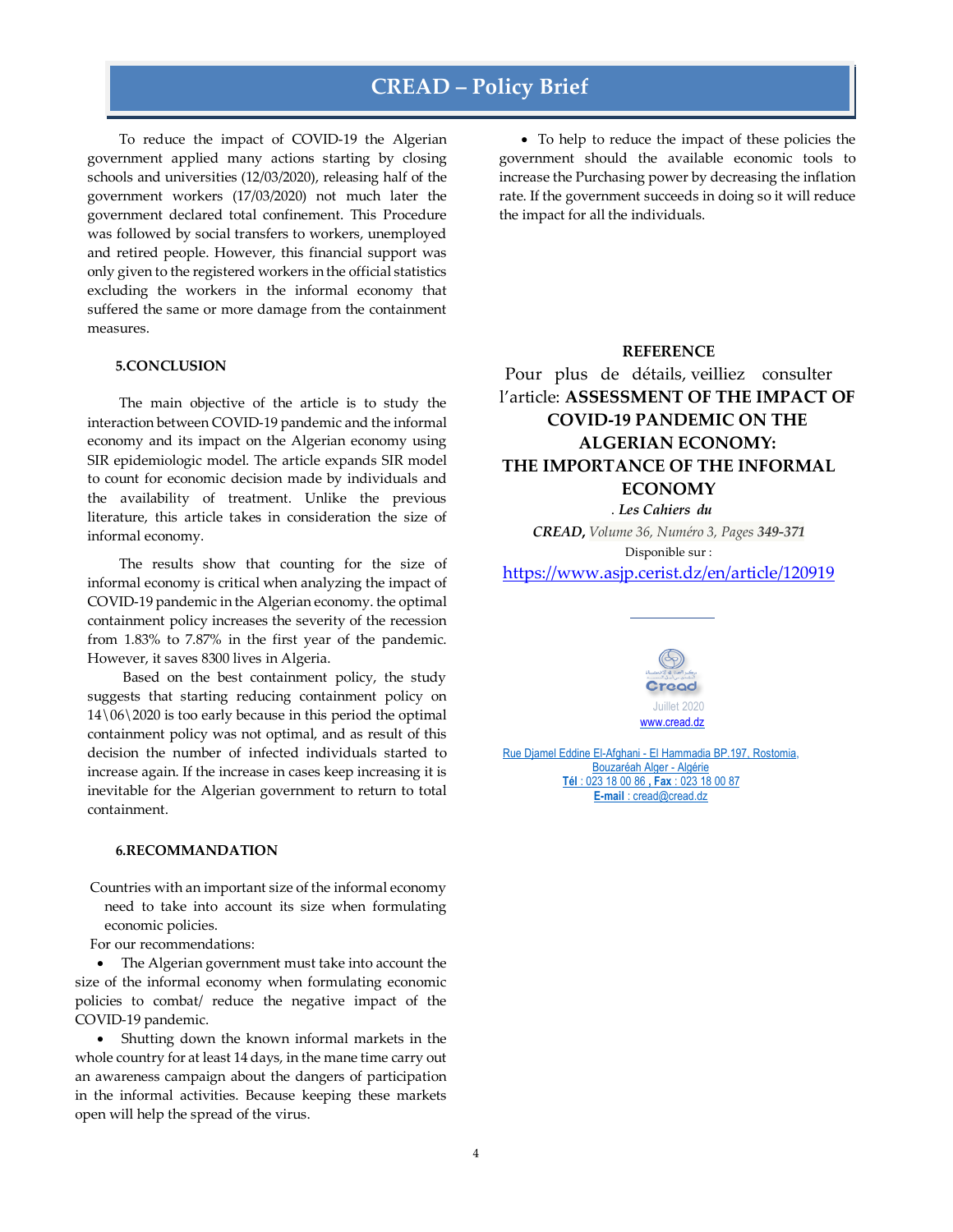To reduce the impact of COVID-19 the Algerian government applied many actions starting by closing schools and universities (12/03/2020), releasing half of the government workers (17/03/2020) not much later the government declared total confinement. This Procedure was followed by social transfers to workers, unemployed and retired people. However, this financial support was only given to the registered workers in the official statistics excluding the workers in the informal economy that suffered the same or more damage from the containment measures.

## 5.CONCLUSION

The main objective of the article is to study the interaction between COVID-19 pandemic and the informal economy and its impact on the Algerian economy using SIR epidemiologic model. The article expands SIR model to count for economic decision made by individuals and the availability of treatment. Unlike the previous literature, this article takes in consideration the size of informal economy.

The results show that counting for the size of informal economy is critical when analyzing the impact of COVID-19 pandemic in the Algerian economy. the optimal containment policy increases the severity of the recession from 1.83% to 7.87% in the first year of the pandemic. However, it saves 8300 lives in Algeria.

Based on the best containment policy, the study suggests that starting reducing containment policy on 14\06\2020 is too early because in this period the optimal containment policy was not optimal, and as result of this decision the number of infected individuals started to increase again. If the increase in cases keep increasing it is inevitable for the Algerian government to return to total containment.

## 6.RECOMMANDATION

Countries with an important size of the informal economy need to take into account its size when formulating economic policies.

For our recommendations:

- The Algerian government must take into account the size of the informal economy when formulating economic policies to combat/ reduce the negative impact of the COVID-19 pandemic.
- Shutting down the known informal markets in the whole country for at least 14 days, in the mane time carry out an awareness campaign about the dangers of participation in the informal activities. Because keeping these markets open will help the spread of the virus.
- To help to reduce the impact of these policies the government should the available economic tools to increase the Purchasing power by decreasing the inflation rate. If the government succeeds in doing so it will reduce the impact for all the individuals.

**REFERENCE**

Pour plus de détails, veilliez consulter l'article: **ASSESSMENT OF THE IMPACT OF COVID-19 PANDEMIC ON THE ALGERIAN ECONOMY: THE IMPORTANCE OF THE INFORMAL ECONOMY**

*. Les Cahiers du CREAD*, *Volume 36, Numéro 3, Pages* ***349-371***

Disponible sur :

https://www.asjp.cerist.dz/en/article/120919

Cread

Juillet 2020

www.cread.dz

Rue Djamel Eddine El-Afghani - El Hammadia BP.197, Rostomia, Bouzaréah Alger - Algérie

**Tél** : 023 18 00 86 , **Fax** : 023 18 00 87

**E-mail** : cread@cread.dz